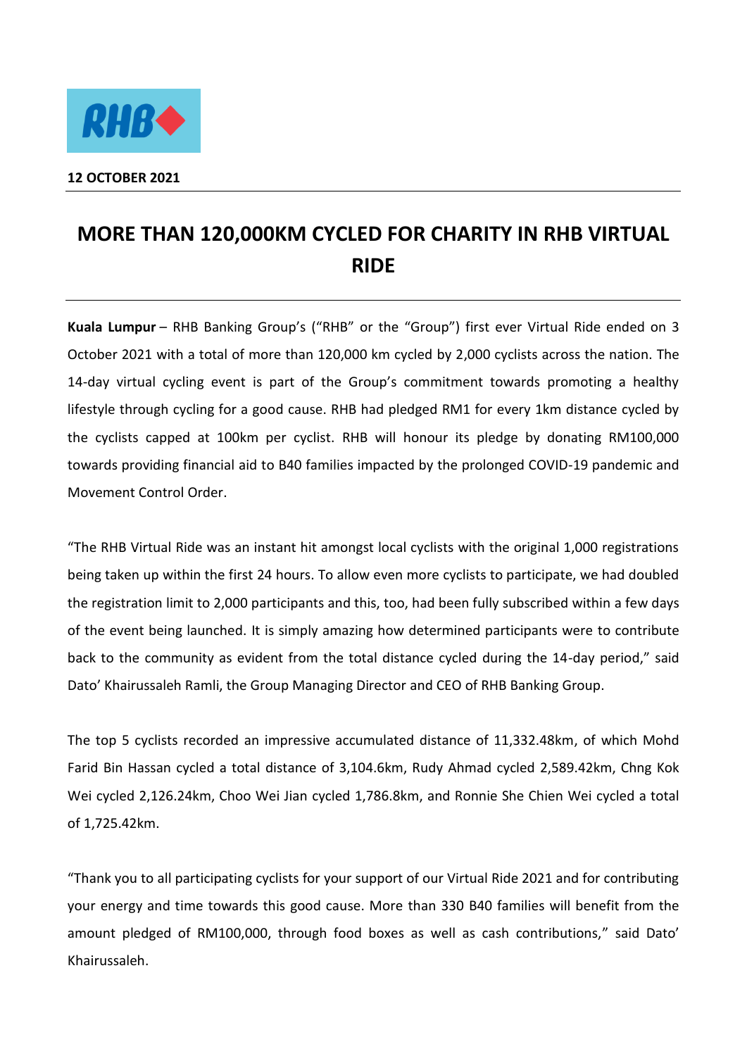**12 OCTOBER 2021**

# MORE THAN 120,000KM CYCLED FOR CHARITY IN RHB VIRTUAL RIDE

**Kuala Lumpur** – RHB Banking Group's ("RHB" or the "Group") first ever Virtual Ride ended on 3 October 2021 with a total of more than 120,000 km cycled by 2,000 cyclists across the nation. The 14-day virtual cycling event is part of the Group's commitment towards promoting a healthy lifestyle through cycling for a good cause. RHB had pledged RM1 for every 1km distance cycled by the cyclists capped at 100km per cyclist. RHB will honour its pledge by donating RM100,000 towards providing financial aid to B40 families impacted by the prolonged COVID-19 pandemic and Movement Control Order.

"The RHB Virtual Ride was an instant hit amongst local cyclists with the original 1,000 registrations being taken up within the first 24 hours. To allow even more cyclists to participate, we had doubled the registration limit to 2,000 participants and this, too, had been fully subscribed within a few days of the event being launched. It is simply amazing how determined participants were to contribute back to the community as evident from the total distance cycled during the 14-day period," said Dato' Khairussaleh Ramli, the Group Managing Director and CEO of RHB Banking Group.

The top 5 cyclists recorded an impressive accumulated distance of 11,332.48km, of which Mohd Farid Bin Hassan cycled a total distance of 3,104.6km, Rudy Ahmad cycled 2,589.42km, Chng Kok Wei cycled 2,126.24km, Choo Wei Jian cycled 1,786.8km, and Ronnie She Chien Wei cycled a total of 1,725.42km.

"Thank you to all participating cyclists for your support of our Virtual Ride 2021 and for contributing your energy and time towards this good cause. More than 330 B40 families will benefit from the amount pledged of RM100,000, through food boxes as well as cash contributions," said Dato' Khairussaleh.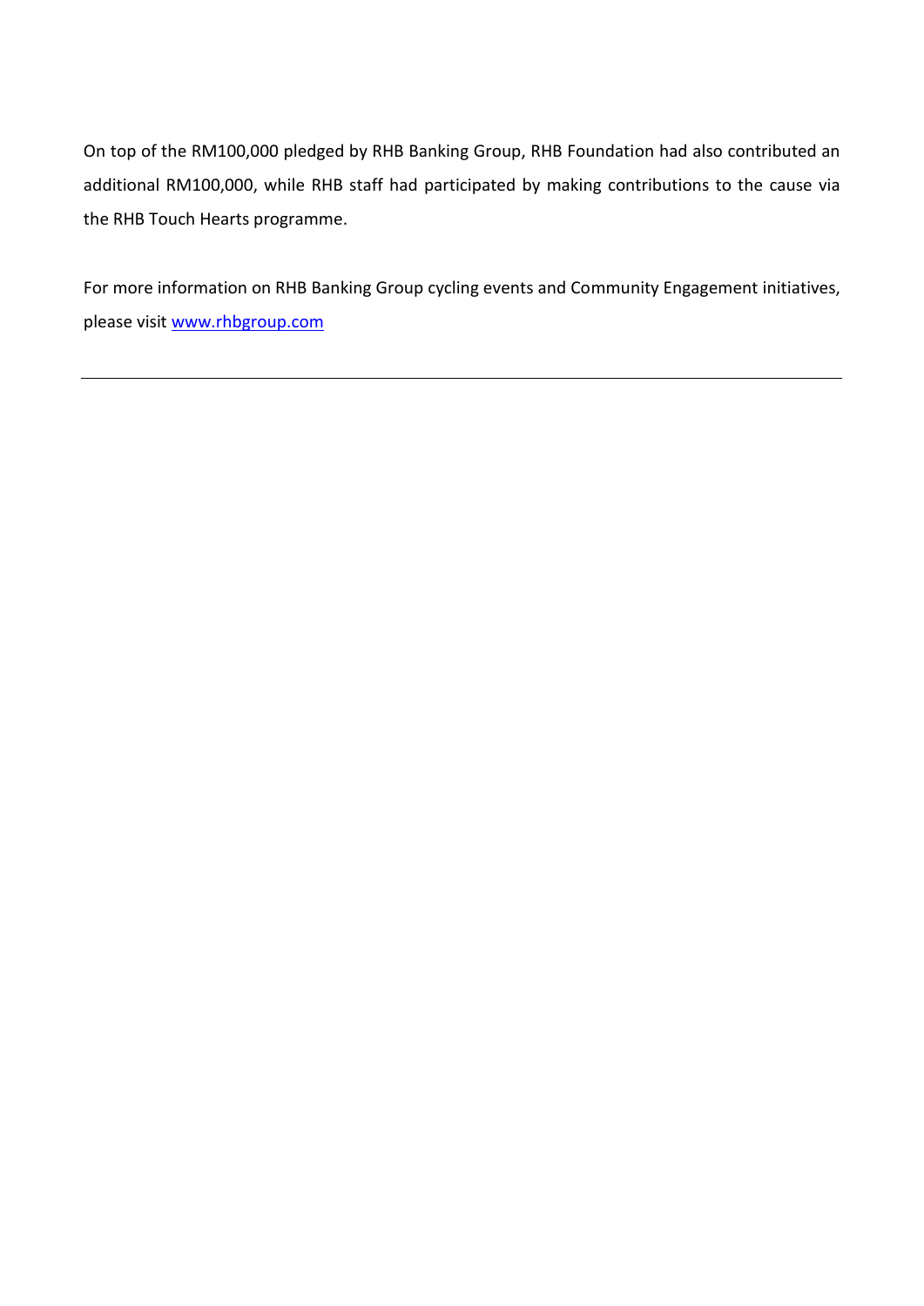On top of the RM100,000 pledged by RHB Banking Group, RHB Foundation had also contributed an additional RM100,000, while RHB staff had participated by making contributions to the cause via the RHB Touch Hearts programme.

For more information on RHB Banking Group cycling events and Community Engagement initiatives, please visit [www.rhbgroup.com](http://www.rhbgroup.com)

---